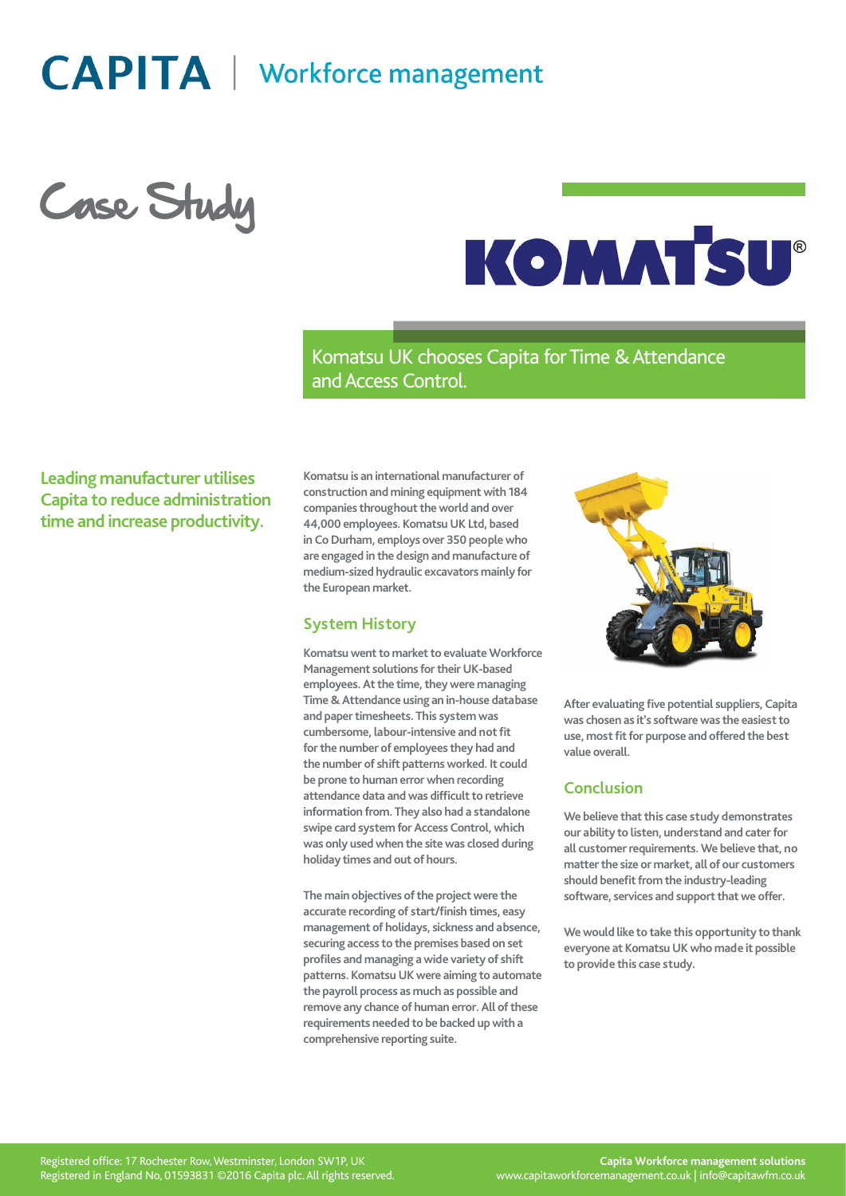CAPITA | Workforce management

# Case Study

KOMATSU®

## Komatsu UK chooses Capita for Time & Attendance and Access Control.

**Leading manufacturer utilises Capita to reduce administration time and increase productivity.**

Komatsu is an international manufacturer of construction and mining equipment with 184 companies throughout the world and over 44,000 employees. Komatsu UK Ltd, based in Co Durham, employs over 350 people who are engaged in the design and manufacture of medium-sized hydraulic excavators mainly for the European market.

### System History

Komatsu went to market to evaluate Workforce Management solutions for their UK-based employees. At the time, they were managing Time & Attendance using an in-house database and paper timesheets. This system was cumbersome, labour-intensive and not fit for the number of employees they had and the number of shift patterns worked. It could be prone to human error when recording attendance data and was difficult to retrieve information from. They also had a standalone swipe card system for Access Control, which was only used when the site was closed during holiday times and out of hours.

The main objectives of the project were the accurate recording of start/finish times, easy management of holidays, sickness and absence, securing access to the premises based on set profiles and managing a wide variety of shift patterns. Komatsu UK were aiming to automate the payroll process as much as possible and remove any chance of human error. All of these requirements needed to be backed up with a comprehensive reporting suite.

After evaluating five potential suppliers, Capita was chosen as it's software was the easiest to use, most fit for purpose and offered the best value overall.

### Conclusion

We believe that this case study demonstrates our ability to listen, understand and cater for all customer requirements. We believe that, no matter the size or market, all of our customers should benefit from the industry-leading software, services and support that we offer.

We would like to take this opportunity to thank everyone at Komatsu UK who made it possible to provide this case study.

Registered office: 17 Rochester Row, Westminster, London SW1P, UK
Registered in England No, 01593831 ©2016 Capita plc. All rights reserved.

**Capita Workforce management solutions**
www.capitaworkforcemanagement.co.uk | info@capitawfm.co.uk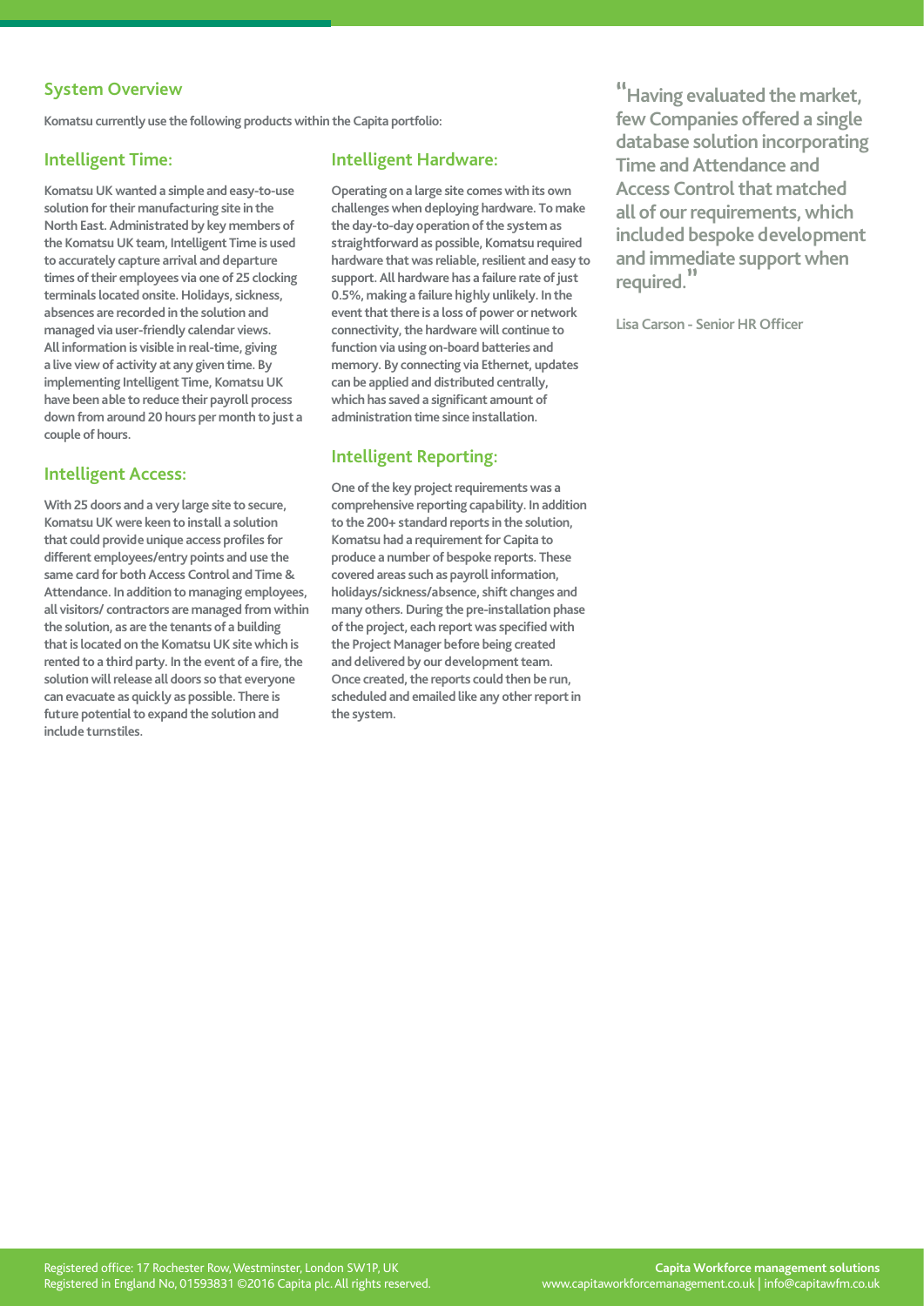## System Overview

**Komatsu currently use the following products within the Capita portfolio:**

### Intelligent Time:

Komatsu UK wanted a simple and easy-to-use solution for their manufacturing site in the North East. Administrated by key members of the Komatsu UK team, Intelligent Time is used to accurately capture arrival and departure times of their employees via one of 25 clocking terminals located onsite. Holidays, sickness, absences are recorded in the solution and managed via user-friendly calendar views. All information is visible in real-time, giving a live view of activity at any given time. By implementing Intelligent Time, Komatsu UK have been able to reduce their payroll process down from around 20 hours per month to just a couple of hours.

### Intelligent Access:

With 25 doors and a very large site to secure, Komatsu UK were keen to install a solution that could provide unique access profiles for different employees/entry points and use the same card for both Access Control and Time & Attendance. In addition to managing employees, all visitors/ contractors are managed from within the solution, as are the tenants of a building that is located on the Komatsu UK site which is rented to a third party. In the event of a fire, the solution will release all doors so that everyone can evacuate as quickly as possible. There is future potential to expand the solution and include turnstiles.

### Intelligent Hardware:

Operating on a large site comes with its own challenges when deploying hardware. To make the day-to-day operation of the system as straightforward as possible, Komatsu required hardware that was reliable, resilient and easy to support. All hardware has a failure rate of just 0.5%, making a failure highly unlikely. In the event that there is a loss of power or network connectivity, the hardware will continue to function via using on-board batteries and memory. By connecting via Ethernet, updates can be applied and distributed centrally, which has saved a significant amount of administration time since installation.

### Intelligent Reporting:

One of the key project requirements was a comprehensive reporting capability. In addition to the 200+ standard reports in the solution, Komatsu had a requirement for Capita to produce a number of bespoke reports. These covered areas such as payroll information, holidays/sickness/absence, shift changes and many others. During the pre-installation phase of the project, each report was specified with the Project Manager before being created and delivered by our development team. Once created, the reports could then be run, scheduled and emailed like any other report in the system.

> "Having evaluated the market, few Companies offered a single database solution incorporating Time and Attendance and Access Control that matched all of our requirements, which included bespoke development and immediate support when required."

Lisa Carson - Senior HR Officer

Registered office: 17 Rochester Row, Westminster, London SW1P, UK
Registered in England No, 01593831 ©2016 Capita plc. All rights reserved.

**Capita Workforce management solutions**
www.capitaworkforcemanagement.co.uk | info@capitawfm.co.uk